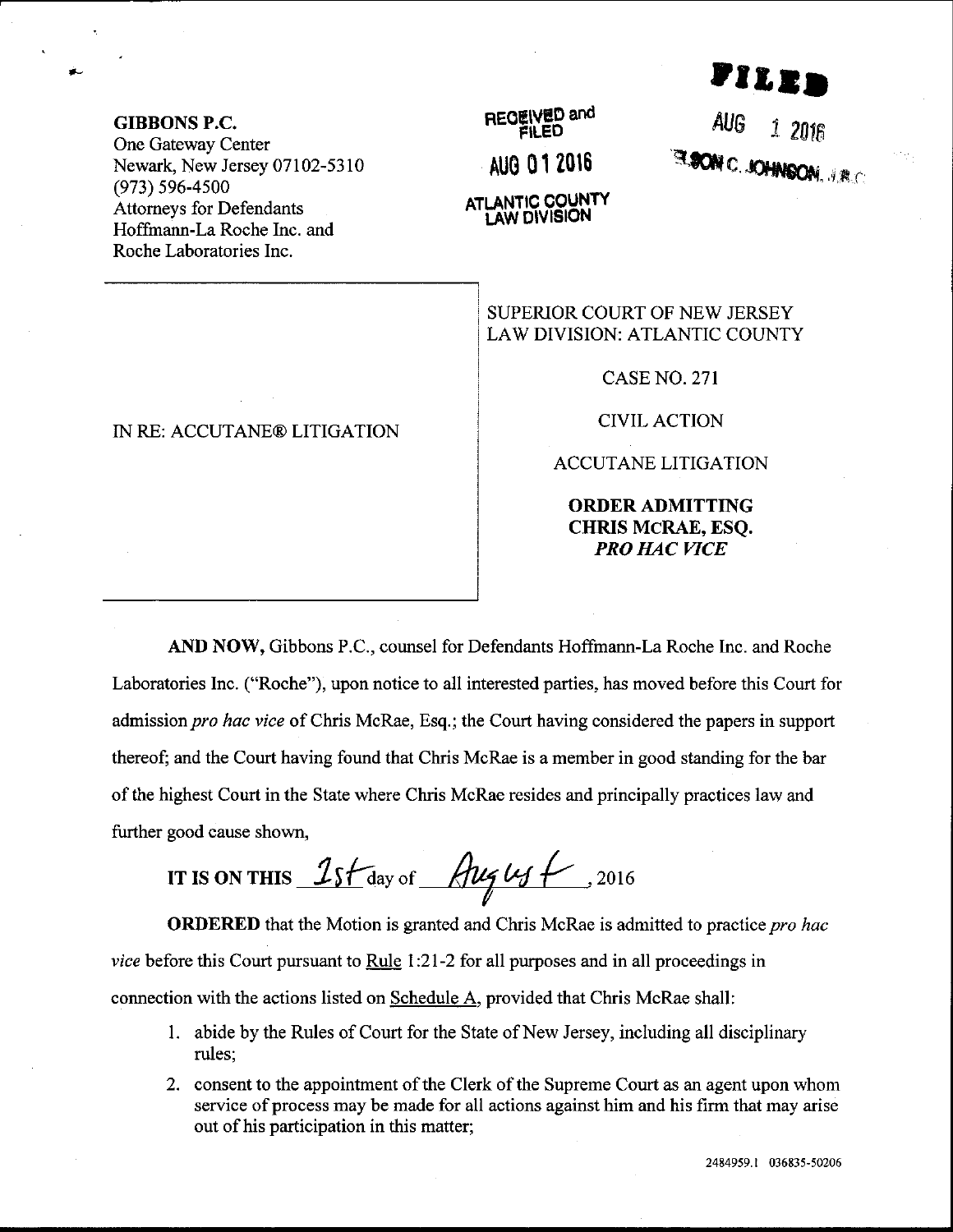**GIBBONS P.C.**
One Gateway Center
Newark, New Jersey 07102-5310
(973) 596-4500
Attorneys for Defendants
Hoffmann-La Roche Inc. and
Roche Laboratories Inc.

RECEIVED and FILED
AUG 01 2016
ATLANTIC COUNTY
LAW DIVISION

FILED
AUG 1 2016
NELSON C. JOHNSON, J.S.C.

IN RE: ACCUTANE® LITIGATION

SUPERIOR COURT OF NEW JERSEY
LAW DIVISION: ATLANTIC COUNTY

CASE NO. 271

CIVIL ACTION

ACCUTANE LITIGATION

**ORDER ADMITTING CHRIS McRAE, ESQ. *PRO HAC VICE***

**AND NOW,** Gibbons P.C., counsel for Defendants Hoffmann-La Roche Inc. and Roche Laboratories Inc. ("Roche"), upon notice to all interested parties, has moved before this Court for admission *pro hac vice* of Chris McRae, Esq.; the Court having considered the papers in support thereof; and the Court having found that Chris McRae is a member in good standing for the bar of the highest Court in the State where Chris McRae resides and principally practices law and further good cause shown,

**IT IS ON THIS** 1st day of August, 2016

**ORDERED** that the Motion is granted and Chris McRae is admitted to practice *pro hac vice* before this Court pursuant to Rule 1:21-2 for all purposes and in all proceedings in connection with the actions listed on Schedule A, provided that Chris McRae shall:

1. abide by the Rules of Court for the State of New Jersey, including all disciplinary rules;
2. consent to the appointment of the Clerk of the Supreme Court as an agent upon whom service of process may be made for all actions against him and his firm that may arise out of his participation in this matter;

2484959.1 036835-50206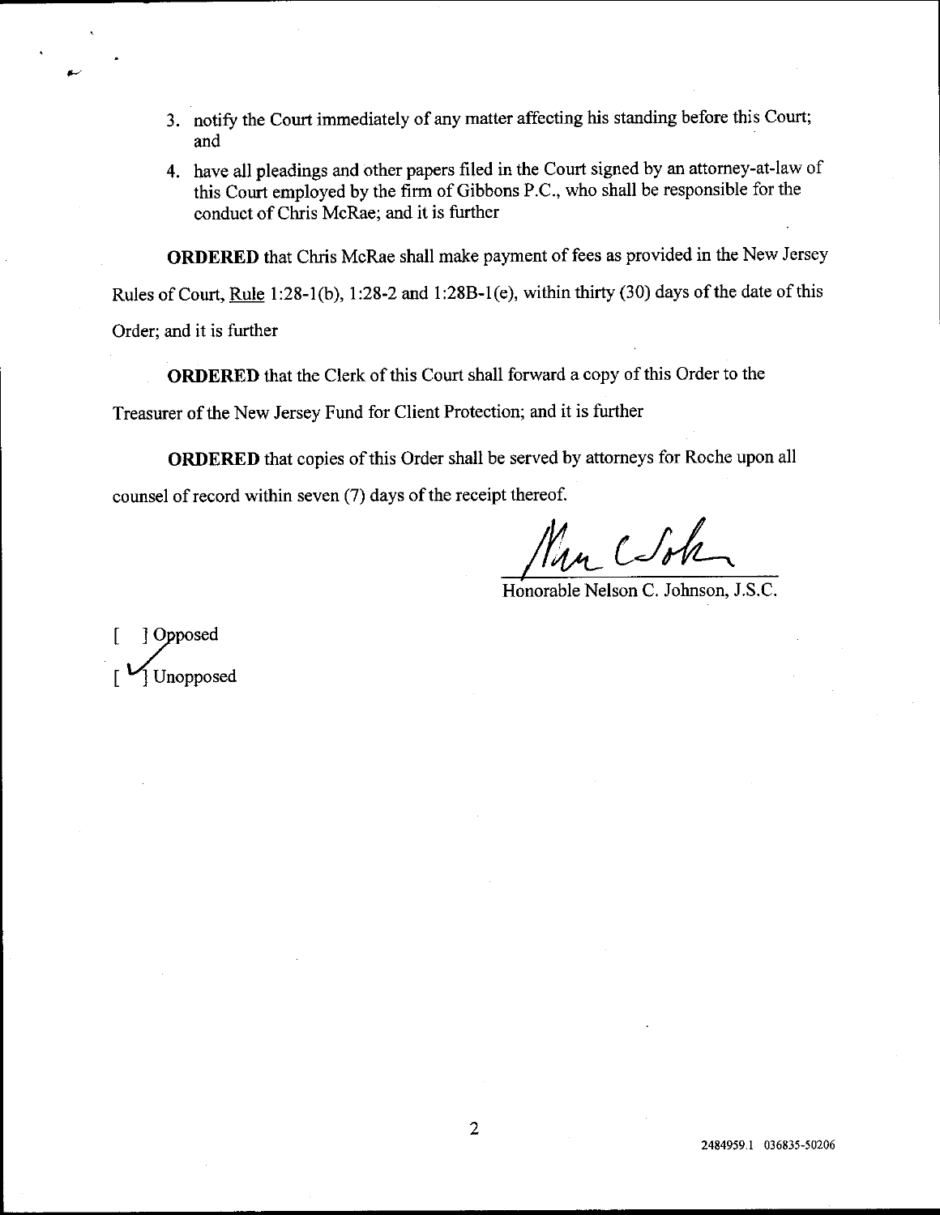3. notify the Court immediately of any matter affecting his standing before this Court; and
4. have all pleadings and other papers filed in the Court signed by an attorney-at-law of this Court employed by the firm of Gibbons P.C., who shall be responsible for the conduct of Chris McRae; and it is further

**ORDERED** that Chris McRae shall make payment of fees as provided in the New Jersey Rules of Court, Rule 1:28-1(b), 1:28-2 and 1:28B-1(e), within thirty (30) days of the date of this Order; and it is further

**ORDERED** that the Clerk of this Court shall forward a copy of this Order to the Treasurer of the New Jersey Fund for Client Protection; and it is further

**ORDERED** that copies of this Order shall be served by attorneys for Roche upon all counsel of record within seven (7) days of the receipt thereof.

Honorable Nelson C. Johnson, J.S.C.

[ ] Opposed

[✓] Unopposed

2484959.1 036835-50206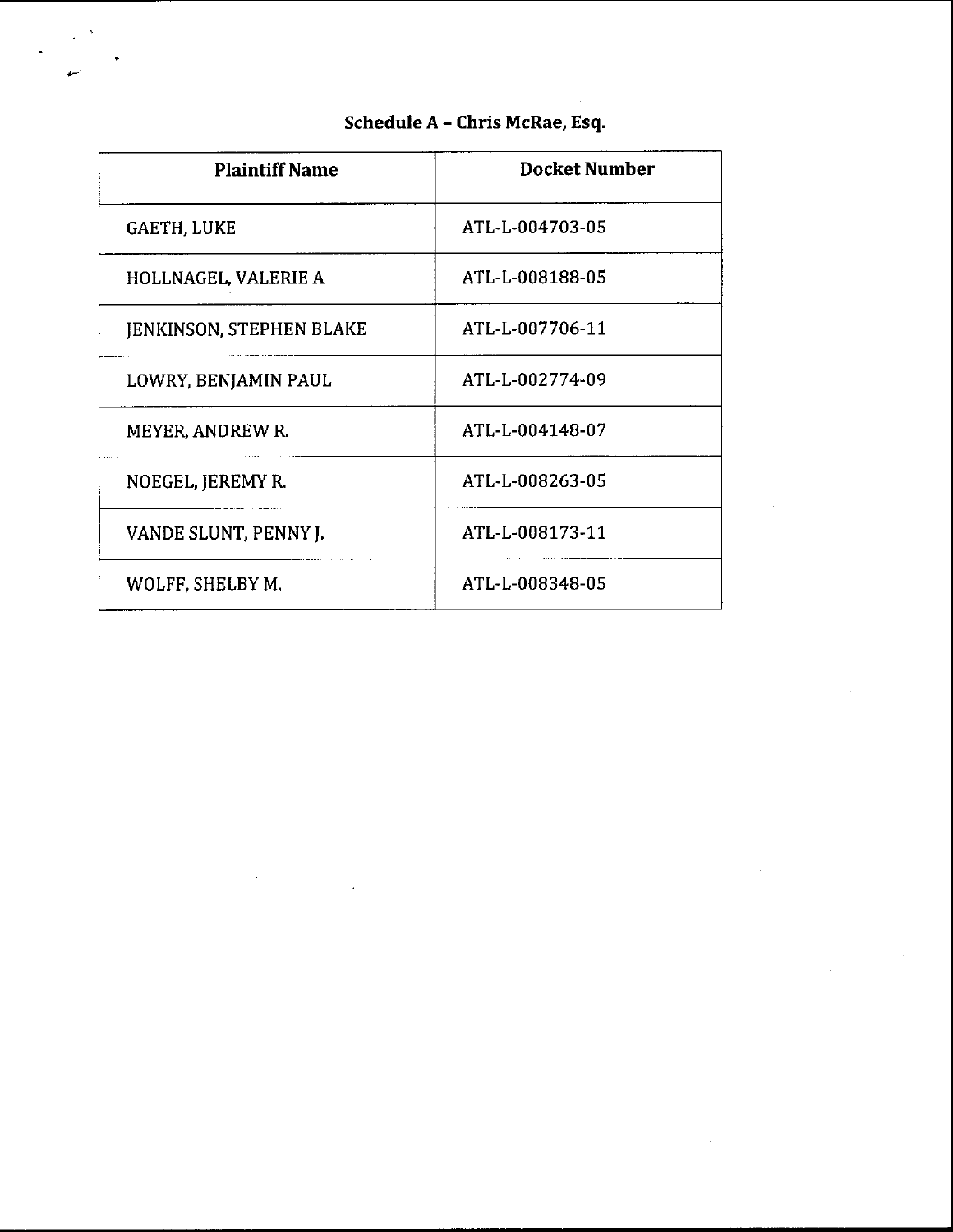## Schedule A – Chris McRae, Esq.

| Plaintiff Name | Docket Number |
| --- | --- |
| GAETH, LUKE | ATL-L-004703-05 |
| HOLLNAGEL, VALERIE A | ATL-L-008188-05 |
| JENKINSON, STEPHEN BLAKE | ATL-L-007706-11 |
| LOWRY, BENJAMIN PAUL | ATL-L-002774-09 |
| MEYER, ANDREW R. | ATL-L-004148-07 |
| NOEGEL, JEREMY R. | ATL-L-008263-05 |
| VANDE SLUNT, PENNY J. | ATL-L-008173-11 |
| WOLFF, SHELBY M. | ATL-L-008348-05 |